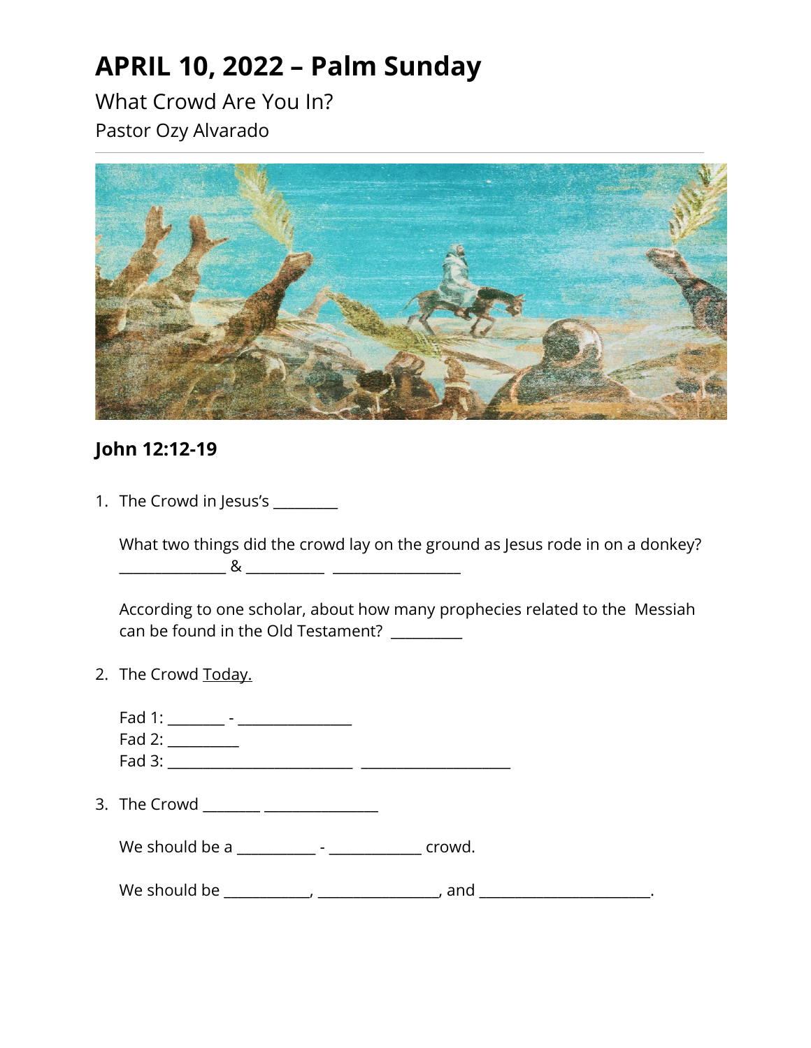# APRIL 10, 2022 – Palm Sunday

What Crowd Are You In?

Pastor Ozy Alvarado

---

## John 12:12-19

1. The Crowd in Jesus's _________

   What two things did the crowd lay on the ground as Jesus rode in on a donkey?
   _______________ & ___________ ___________________

   According to one scholar, about how many prophecies related to the Messiah can be found in the Old Testament? __________

2. The Crowd Today.

   Fad 1: ________ - ________________
   Fad 2: __________
   Fad 3: ___________________________ ______________________

3. The Crowd ________ ________________

   We should be a ___________ - _____________ crowd.

   We should be ____________, _________________, and ________________________.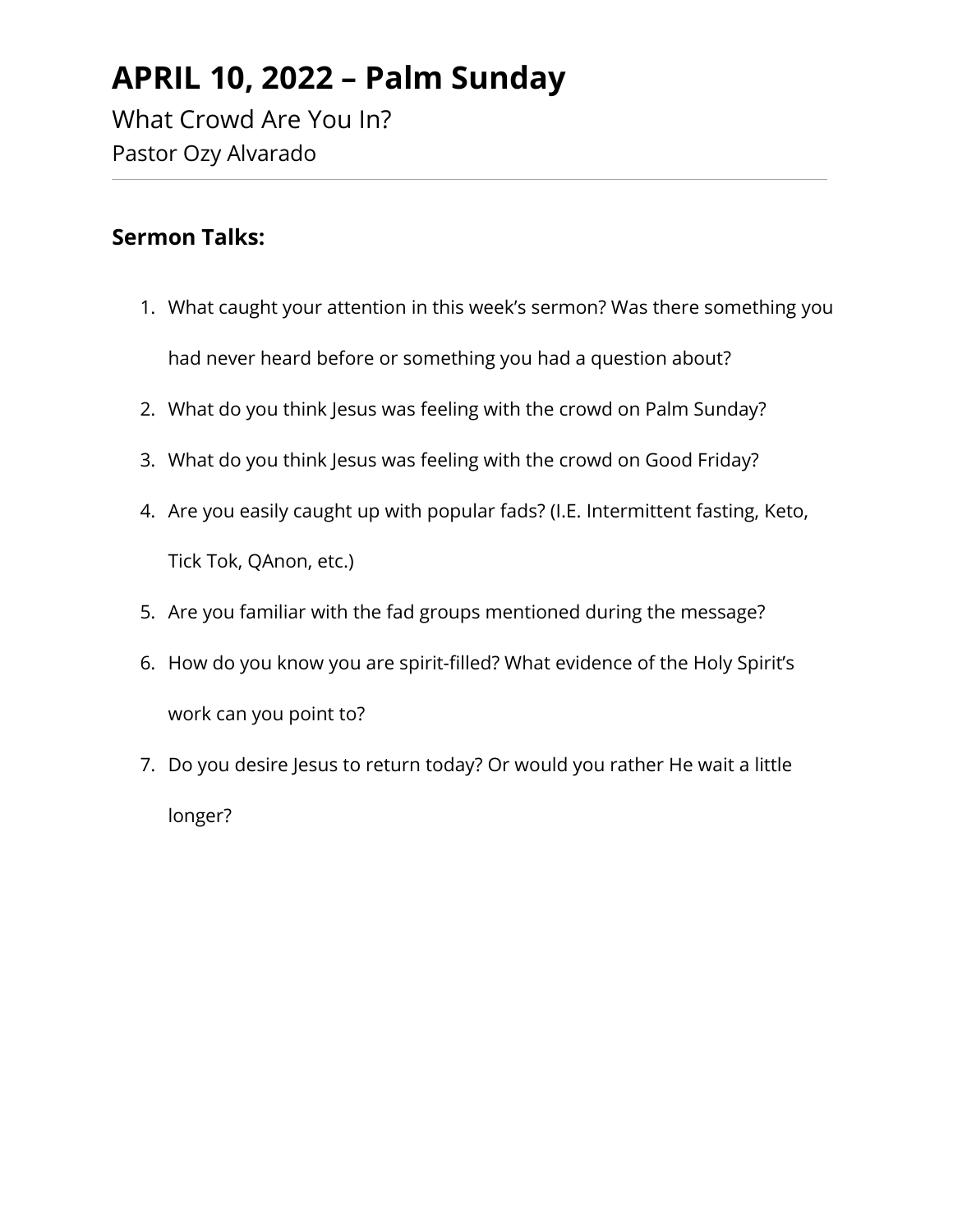# APRIL 10, 2022 – Palm Sunday

What Crowd Are You In?

Pastor Ozy Alvarado

---

## Sermon Talks:

1. What caught your attention in this week's sermon? Was there something you had never heard before or something you had a question about?
2. What do you think Jesus was feeling with the crowd on Palm Sunday?
3. What do you think Jesus was feeling with the crowd on Good Friday?
4. Are you easily caught up with popular fads? (I.E. Intermittent fasting, Keto, Tick Tok, QAnon, etc.)
5. Are you familiar with the fad groups mentioned during the message?
6. How do you know you are spirit-filled? What evidence of the Holy Spirit's work can you point to?
7. Do you desire Jesus to return today? Or would you rather He wait a little longer?